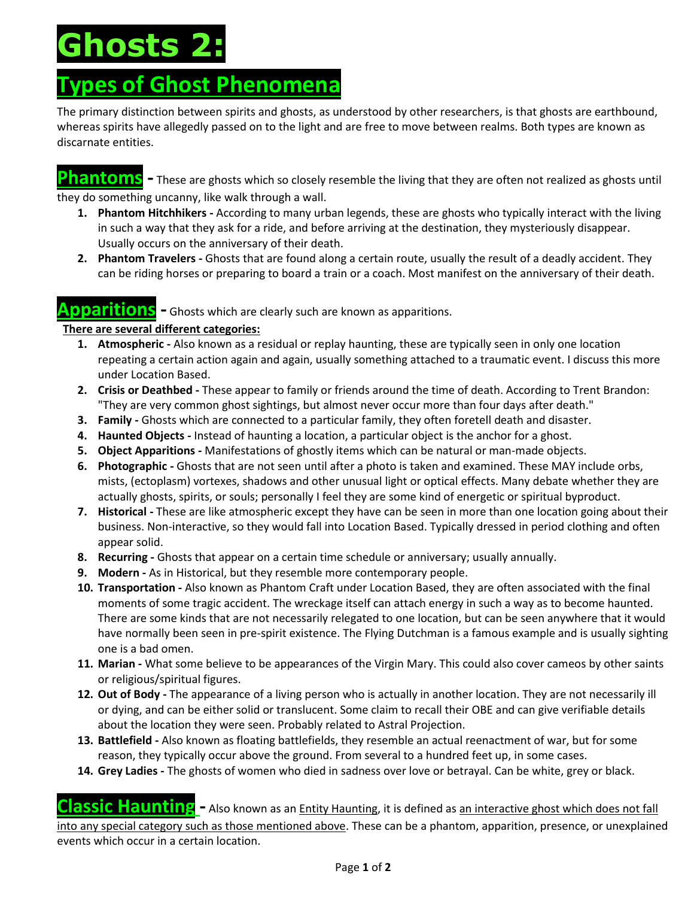# Ghosts 2:

## Types of Ghost Phenomena

The primary distinction between spirits and ghosts, as understood by other researchers, is that ghosts are earthbound, whereas spirits have allegedly passed on to the light and are free to move between realms. Both types are known as discarnate entities.

### Phantoms

**Phantoms** - These are ghosts which so closely resemble the living that they are often not realized as ghosts until they do something uncanny, like walk through a wall.

1. **Phantom Hitchhikers -** According to many urban legends, these are ghosts who typically interact with the living in such a way that they ask for a ride, and before arriving at the destination, they mysteriously disappear. Usually occurs on the anniversary of their death.
2. **Phantom Travelers -** Ghosts that are found along a certain route, usually the result of a deadly accident. They can be riding horses or preparing to board a train or a coach. Most manifest on the anniversary of their death.

### Apparitions

**Apparitions** - Ghosts which are clearly such are known as apparitions.

**There are several different categories:**

1. **Atmospheric -** Also known as a residual or replay haunting, these are typically seen in only one location repeating a certain action again and again, usually something attached to a traumatic event. I discuss this more under Location Based.
2. **Crisis or Deathbed -** These appear to family or friends around the time of death. According to Trent Brandon: "They are very common ghost sightings, but almost never occur more than four days after death."
3. **Family -** Ghosts which are connected to a particular family, they often foretell death and disaster.
4. **Haunted Objects -** Instead of haunting a location, a particular object is the anchor for a ghost.
5. **Object Apparitions -** Manifestations of ghostly items which can be natural or man-made objects.
6. **Photographic -** Ghosts that are not seen until after a photo is taken and examined. These MAY include orbs, mists, (ectoplasm) vortexes, shadows and other unusual light or optical effects. Many debate whether they are actually ghosts, spirits, or souls; personally I feel they are some kind of energetic or spiritual byproduct.
7. **Historical -** These are like atmospheric except they have can be seen in more than one location going about their business. Non-interactive, so they would fall into Location Based. Typically dressed in period clothing and often appear solid.
8. **Recurring -** Ghosts that appear on a certain time schedule or anniversary; usually annually.
9. **Modern -** As in Historical, but they resemble more contemporary people.
10. **Transportation -** Also known as Phantom Craft under Location Based, they are often associated with the final moments of some tragic accident. The wreckage itself can attach energy in such a way as to become haunted. There are some kinds that are not necessarily relegated to one location, but can be seen anywhere that it would have normally been seen in pre-spirit existence. The Flying Dutchman is a famous example and is usually sighting one is a bad omen.
11. **Marian -** What some believe to be appearances of the Virgin Mary. This could also cover cameos by other saints or religious/spiritual figures.
12. **Out of Body -** The appearance of a living person who is actually in another location. They are not necessarily ill or dying, and can be either solid or translucent. Some claim to recall their OBE and can give verifiable details about the location they were seen. Probably related to Astral Projection.
13. **Battlefield -** Also known as floating battlefields, they resemble an actual reenactment of war, but for some reason, they typically occur above the ground. From several to a hundred feet up, in some cases.
14. **Grey Ladies -** The ghosts of women who died in sadness over love or betrayal. Can be white, grey or black.

### Classic Haunting

**Classic Haunting** - Also known as an Entity Haunting, it is defined as an interactive ghost which does not fall into any special category such as those mentioned above. These can be a phantom, apparition, presence, or unexplained events which occur in a certain location.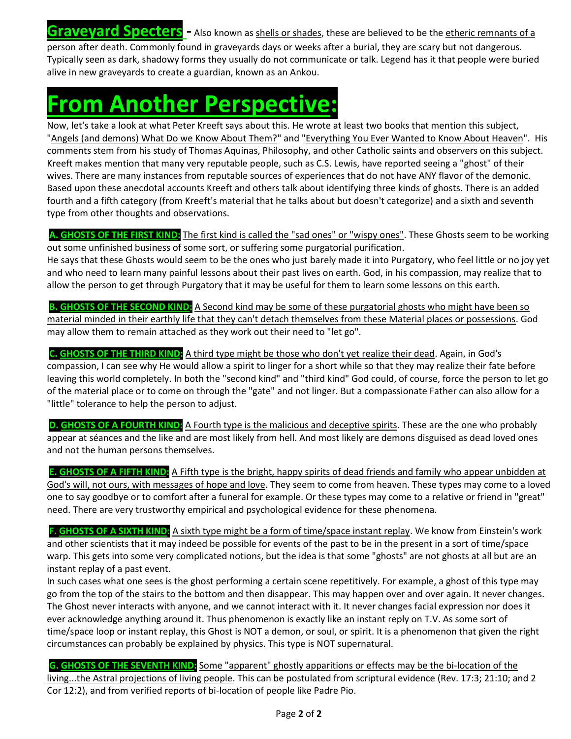**Graveyard Specters** - Also known as shells or shades, these are believed to be the etheric remnants of a person after death. Commonly found in graveyards days or weeks after a burial, they are scary but not dangerous. Typically seen as dark, shadowy forms they usually do not communicate or talk. Legend has it that people were buried alive in new graveyards to create a guardian, known as an Ankou.

# From Another Perspective:

Now, let's take a look at what Peter Kreeft says about this. He wrote at least two books that mention this subject, "Angels (and demons) What Do we Know About Them?" and "Everything You Ever Wanted to Know About Heaven". His comments stem from his study of Thomas Aquinas, Philosophy, and other Catholic saints and observers on this subject. Kreeft makes mention that many very reputable people, such as C.S. Lewis, have reported seeing a "ghost" of their wives. There are many instances from reputable sources of experiences that do not have ANY flavor of the demonic. Based upon these anecdotal accounts Kreeft and others talk about identifying three kinds of ghosts. There is an added fourth and a fifth category (from Kreeft's material that he talks about but doesn't categorize) and a sixth and seventh type from other thoughts and observations.

**A. GHOSTS OF THE FIRST KIND:** The first kind is called the "sad ones" or "wispy ones". These Ghosts seem to be working out some unfinished business of some sort, or suffering some purgatorial purification.
He says that these Ghosts would seem to be the ones who just barely made it into Purgatory, who feel little or no joy yet and who need to learn many painful lessons about their past lives on earth. God, in his compassion, may realize that to allow the person to get through Purgatory that it may be useful for them to learn some lessons on this earth.

**B. GHOSTS OF THE SECOND KIND:** A Second kind may be some of these purgatorial ghosts who might have been so material minded in their earthly life that they can't detach themselves from these Material places or possessions. God may allow them to remain attached as they work out their need to "let go".

**C. GHOSTS OF THE THIRD KIND:** A third type might be those who don't yet realize their dead. Again, in God's compassion, I can see why He would allow a spirit to linger for a short while so that they may realize their fate before leaving this world completely. In both the "second kind" and "third kind" God could, of course, force the person to let go of the material place or to come on through the "gate" and not linger. But a compassionate Father can also allow for a "little" tolerance to help the person to adjust.

**D. GHOSTS OF A FOURTH KIND:** A Fourth type is the malicious and deceptive spirits. These are the one who probably appear at séances and the like and are most likely from hell. And most likely are demons disguised as dead loved ones and not the human persons themselves.

**E. GHOSTS OF A FIFTH KIND:** A Fifth type is the bright, happy spirits of dead friends and family who appear unbidden at God's will, not ours, with messages of hope and love. They seem to come from heaven. These types may come to a loved one to say goodbye or to comfort after a funeral for example. Or these types may come to a relative or friend in "great" need. There are very trustworthy empirical and psychological evidence for these phenomena.

**F. GHOSTS OF A SIXTH KIND:** A sixth type might be a form of time/space instant replay. We know from Einstein's work and other scientists that it may indeed be possible for events of the past to be in the present in a sort of time/space warp. This gets into some very complicated notions, but the idea is that some "ghosts" are not ghosts at all but are an instant replay of a past event.
In such cases what one sees is the ghost performing a certain scene repetitively. For example, a ghost of this type may go from the top of the stairs to the bottom and then disappear. This may happen over and over again. It never changes. The Ghost never interacts with anyone, and we cannot interact with it. It never changes facial expression nor does it ever acknowledge anything around it. Thus phenomenon is exactly like an instant reply on T.V. As some sort of time/space loop or instant replay, this Ghost is NOT a demon, or soul, or spirit. It is a phenomenon that given the right circumstances can probably be explained by physics. This type is NOT supernatural.

**G. GHOSTS OF THE SEVENTH KIND:** Some "apparent" ghostly apparitions or effects may be the bi-location of the living...the Astral projections of living people. This can be postulated from scriptural evidence (Rev. 17:3; 21:10; and 2 Cor 12:2), and from verified reports of bi-location of people like Padre Pio.